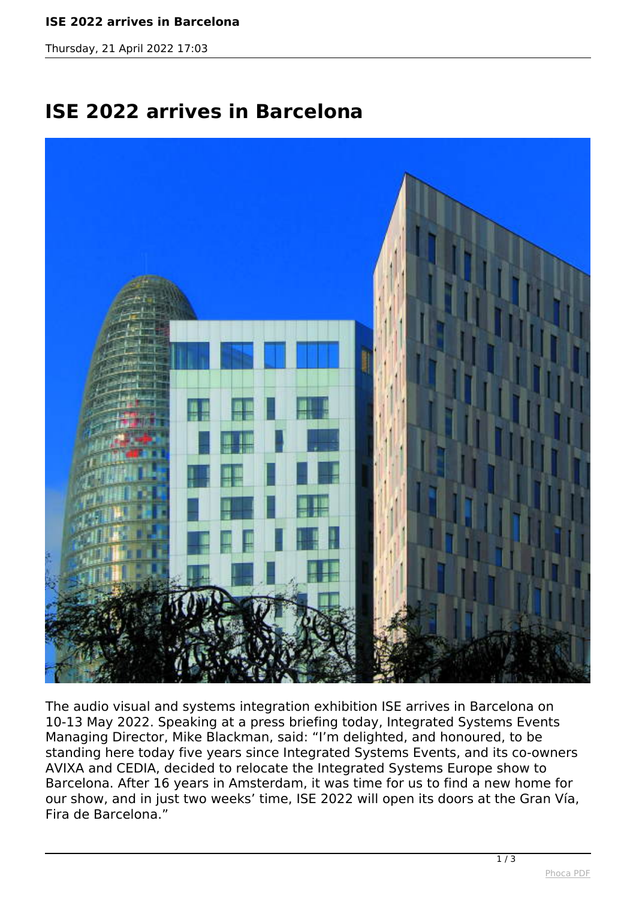# ISE 2022 arrives in Barcelona

The audio visual and systems integration exhibition ISE arrives in Barcelona on 10-13 May 2022. Speaking at a press briefing today, Integrated Systems Events Managing Director, Mike Blackman, said: “I’m delighted, and honoured, to be standing here today five years since Integrated Systems Events, and its co-owners AVIXA and CEDIA, decided to relocate the Integrated Systems Europe show to Barcelona. After 16 years in Amsterdam, it was time for us to find a new home for our show, and in just two weeks’ time, ISE 2022 will open its doors at the Gran Vía, Fira de Barcelona.”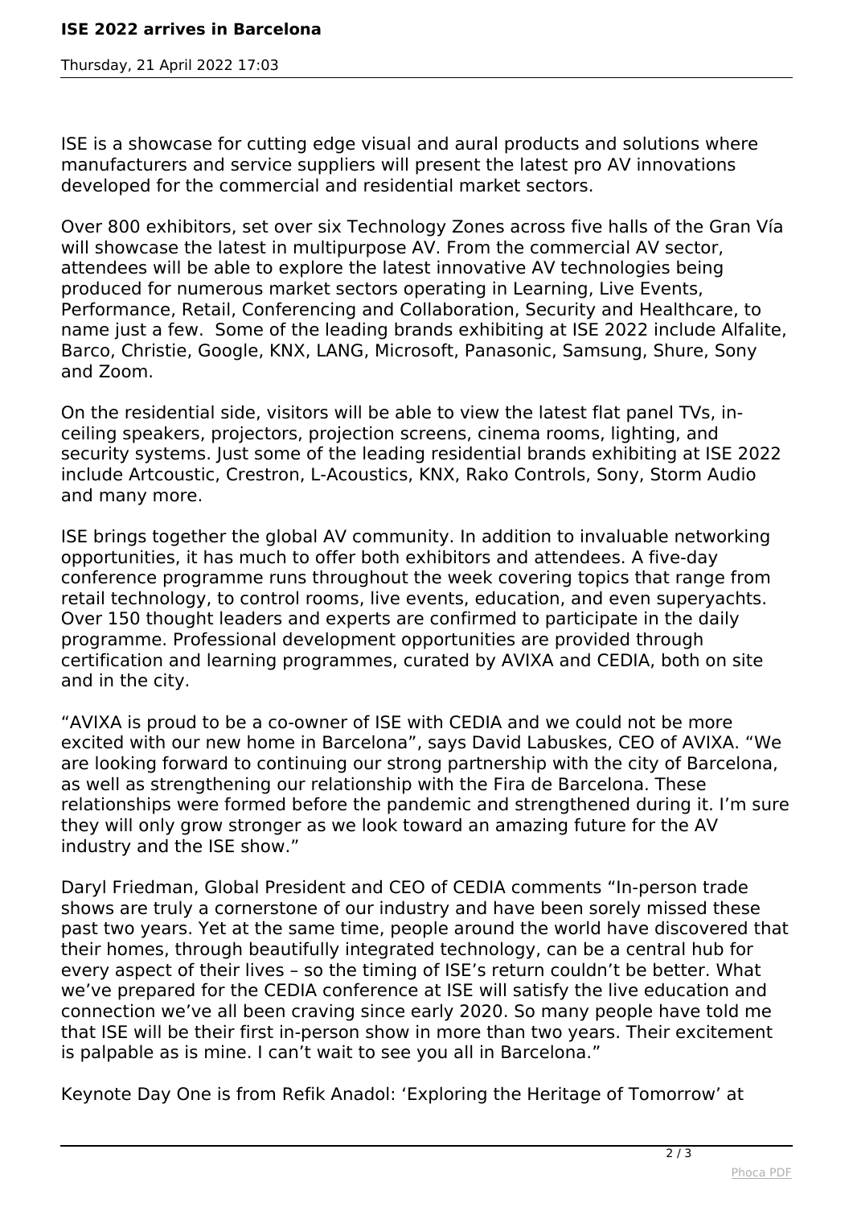ISE is a showcase for cutting edge visual and aural products and solutions where manufacturers and service suppliers will present the latest pro AV innovations developed for the commercial and residential market sectors.

Over 800 exhibitors, set over six Technology Zones across five halls of the Gran Vía will showcase the latest in multipurpose AV. From the commercial AV sector, attendees will be able to explore the latest innovative AV technologies being produced for numerous market sectors operating in Learning, Live Events, Performance, Retail, Conferencing and Collaboration, Security and Healthcare, to name just a few. Some of the leading brands exhibiting at ISE 2022 include Alfalite, Barco, Christie, Google, KNX, LANG, Microsoft, Panasonic, Samsung, Shure, Sony and Zoom.

On the residential side, visitors will be able to view the latest flat panel TVs, in-ceiling speakers, projectors, projection screens, cinema rooms, lighting, and security systems. Just some of the leading residential brands exhibiting at ISE 2022 include Artcoustic, Crestron, L-Acoustics, KNX, Rako Controls, Sony, Storm Audio and many more.

ISE brings together the global AV community. In addition to invaluable networking opportunities, it has much to offer both exhibitors and attendees. A five-day conference programme runs throughout the week covering topics that range from retail technology, to control rooms, live events, education, and even superyachts. Over 150 thought leaders and experts are confirmed to participate in the daily programme. Professional development opportunities are provided through certification and learning programmes, curated by AVIXA and CEDIA, both on site and in the city.

“AVIXA is proud to be a co-owner of ISE with CEDIA and we could not be more excited with our new home in Barcelona”, says David Labuskes, CEO of AVIXA. “We are looking forward to continuing our strong partnership with the city of Barcelona, as well as strengthening our relationship with the Fira de Barcelona. These relationships were formed before the pandemic and strengthened during it. I’m sure they will only grow stronger as we look toward an amazing future for the AV industry and the ISE show.”

Daryl Friedman, Global President and CEO of CEDIA comments “In-person trade shows are truly a cornerstone of our industry and have been sorely missed these past two years. Yet at the same time, people around the world have discovered that their homes, through beautifully integrated technology, can be a central hub for every aspect of their lives – so the timing of ISE’s return couldn’t be better. What we’ve prepared for the CEDIA conference at ISE will satisfy the live education and connection we’ve all been craving since early 2020. So many people have told me that ISE will be their first in-person show in more than two years. Their excitement is palpable as is mine. I can’t wait to see you all in Barcelona.”

Keynote Day One is from Refik Anadol: ‘Exploring the Heritage of Tomorrow’ at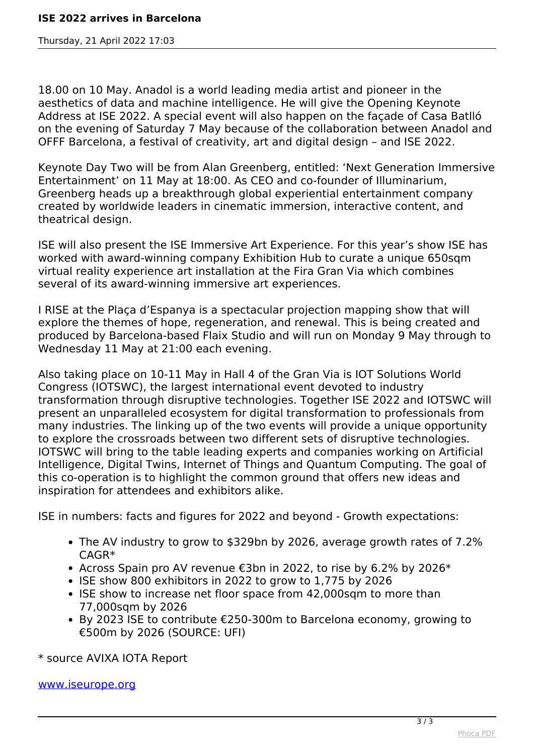18.00 on 10 May. Anadol is a world leading media artist and pioneer in the aesthetics of data and machine intelligence. He will give the Opening Keynote Address at ISE 2022. A special event will also happen on the façade of Casa Batlló on the evening of Saturday 7 May because of the collaboration between Anadol and OFFF Barcelona, a festival of creativity, art and digital design – and ISE 2022.

Keynote Day Two will be from Alan Greenberg, entitled: 'Next Generation Immersive Entertainment' on 11 May at 18:00. As CEO and co-founder of Illuminarium, Greenberg heads up a breakthrough global experiential entertainment company created by worldwide leaders in cinematic immersion, interactive content, and theatrical design.

ISE will also present the ISE Immersive Art Experience. For this year's show ISE has worked with award-winning company Exhibition Hub to curate a unique 650sqm virtual reality experience art installation at the Fira Gran Via which combines several of its award-winning immersive art experiences.

I RISE at the Plaça d'Espanya is a spectacular projection mapping show that will explore the themes of hope, regeneration, and renewal. This is being created and produced by Barcelona-based Flaix Studio and will run on Monday 9 May through to Wednesday 11 May at 21:00 each evening.

Also taking place on 10-11 May in Hall 4 of the Gran Via is IOT Solutions World Congress (IOTSWC), the largest international event devoted to industry transformation through disruptive technologies. Together ISE 2022 and IOTSWC will present an unparalleled ecosystem for digital transformation to professionals from many industries. The linking up of the two events will provide a unique opportunity to explore the crossroads between two different sets of disruptive technologies. IOTSWC will bring to the table leading experts and companies working on Artificial Intelligence, Digital Twins, Internet of Things and Quantum Computing. The goal of this co-operation is to highlight the common ground that offers new ideas and inspiration for attendees and exhibitors alike.

ISE in numbers: facts and figures for 2022 and beyond - Growth expectations:

- The AV industry to grow to $329bn by 2026, average growth rates of 7.2% CAGR*
- Across Spain pro AV revenue €3bn in 2022, to rise by 6.2% by 2026*
- ISE show 800 exhibitors in 2022 to grow to 1,775 by 2026
- ISE show to increase net floor space from 42,000sqm to more than 77,000sqm by 2026
- By 2023 ISE to contribute €250-300m to Barcelona economy, growing to €500m by 2026 (SOURCE: UFI)

* source AVIXA IOTA Report

[www.iseurope.org](http://www.iseurope.org)